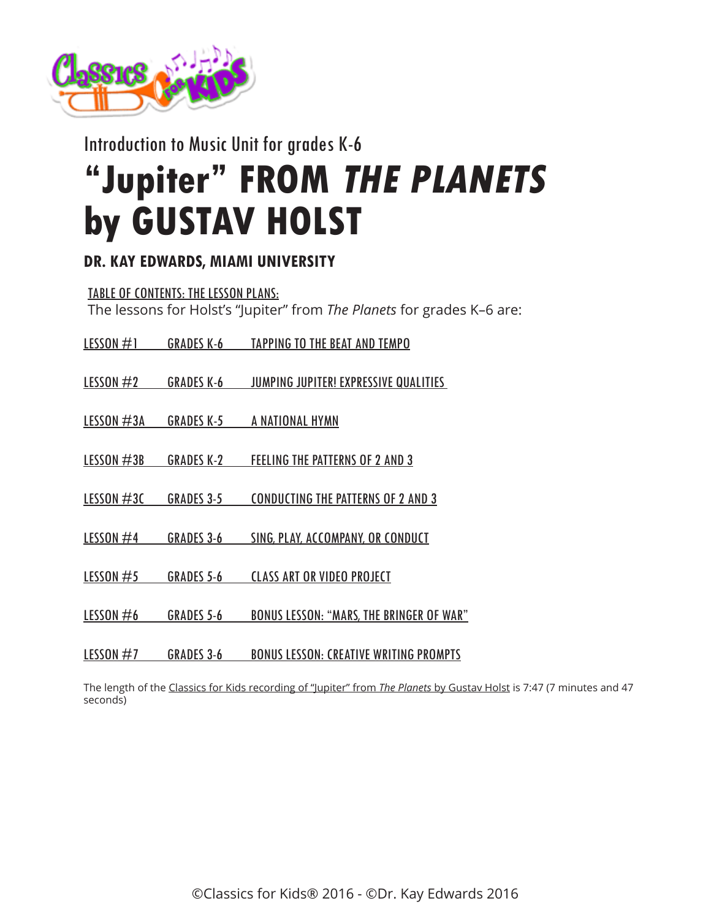Introduction to Music Unit for grades K-6

# "Jupiter" FROM *THE PLANETS* by GUSTAV HOLST

**DR. KAY EDWARDS, MIAMI UNIVERSITY**

TABLE OF CONTENTS: THE LESSON PLANS:

The lessons for Holst's "Jupiter" from *The Planets* for grades K–6 are:

| | | |
|---|---|---|
| LESSON #1 | GRADES K-6 | TAPPING TO THE BEAT AND TEMPO |
| LESSON #2 | GRADES K-6 | JUMPING JUPITER! EXPRESSIVE QUALITIES |
| LESSON #3A | GRADES K-5 | A NATIONAL HYMN |
| LESSON #3B | GRADES K-2 | FEELING THE PATTERNS OF 2 AND 3 |
| LESSON #3C | GRADES 3-5 | CONDUCTING THE PATTERNS OF 2 AND 3 |
| LESSON #4 | GRADES 3-6 | SING, PLAY, ACCOMPANY, OR CONDUCT |
| LESSON #5 | GRADES 5-6 | CLASS ART OR VIDEO PROJECT |
| LESSON #6 | GRADES 5-6 | BONUS LESSON: "MARS, THE BRINGER OF WAR" |
| LESSON #7 | GRADES 3-6 | BONUS LESSON: CREATIVE WRITING PROMPTS |

The length of the Classics for Kids recording of "Jupiter" from *The Planets* by Gustav Holst is 7:47 (7 minutes and 47 seconds)

©Classics for Kids® 2016 - ©Dr. Kay Edwards 2016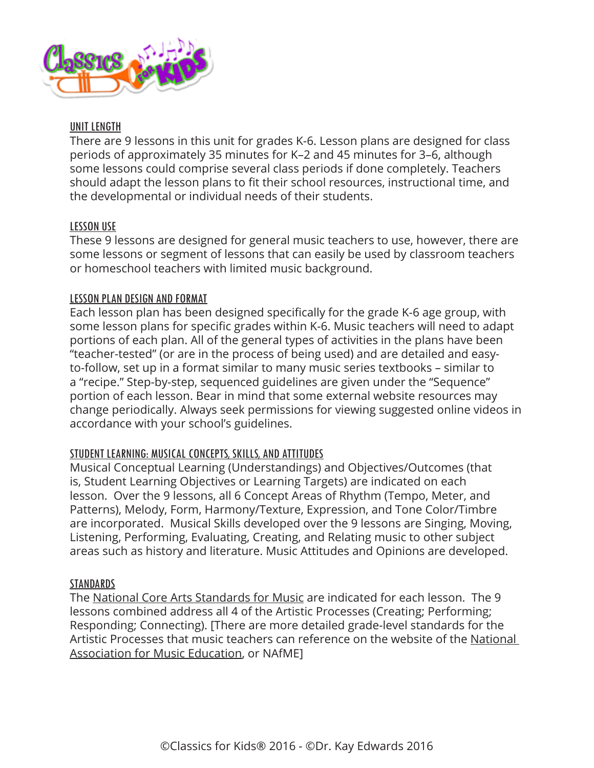## UNIT LENGTH

There are 9 lessons in this unit for grades K-6. Lesson plans are designed for class periods of approximately 35 minutes for K–2 and 45 minutes for 3–6, although some lessons could comprise several class periods if done completely. Teachers should adapt the lesson plans to fit their school resources, instructional time, and the developmental or individual needs of their students.

## LESSON USE

These 9 lessons are designed for general music teachers to use, however, there are some lessons or segment of lessons that can easily be used by classroom teachers or homeschool teachers with limited music background.

## LESSON PLAN DESIGN AND FORMAT

Each lesson plan has been designed specifically for the grade K-6 age group, with some lesson plans for specific grades within K-6. Music teachers will need to adapt portions of each plan. All of the general types of activities in the plans have been "teacher-tested" (or are in the process of being used) and are detailed and easy-to-follow, set up in a format similar to many music series textbooks – similar to a "recipe." Step-by-step, sequenced guidelines are given under the "Sequence" portion of each lesson. Bear in mind that some external website resources may change periodically. Always seek permissions for viewing suggested online videos in accordance with your school's guidelines.

## STUDENT LEARNING: MUSICAL CONCEPTS, SKILLS, AND ATTITUDES

Musical Conceptual Learning (Understandings) and Objectives/Outcomes (that is, Student Learning Objectives or Learning Targets) are indicated on each lesson. Over the 9 lessons, all 6 Concept Areas of Rhythm (Tempo, Meter, and Patterns), Melody, Form, Harmony/Texture, Expression, and Tone Color/Timbre are incorporated. Musical Skills developed over the 9 lessons are Singing, Moving, Listening, Performing, Evaluating, Creating, and Relating music to other subject areas such as history and literature. Music Attitudes and Opinions are developed.

## STANDARDS

The National Core Arts Standards for Music are indicated for each lesson. The 9 lessons combined address all 4 of the Artistic Processes (Creating; Performing; Responding; Connecting). [There are more detailed grade-level standards for the Artistic Processes that music teachers can reference on the website of the National Association for Music Education, or NAfME]

©Classics for Kids® 2016 - ©Dr. Kay Edwards 2016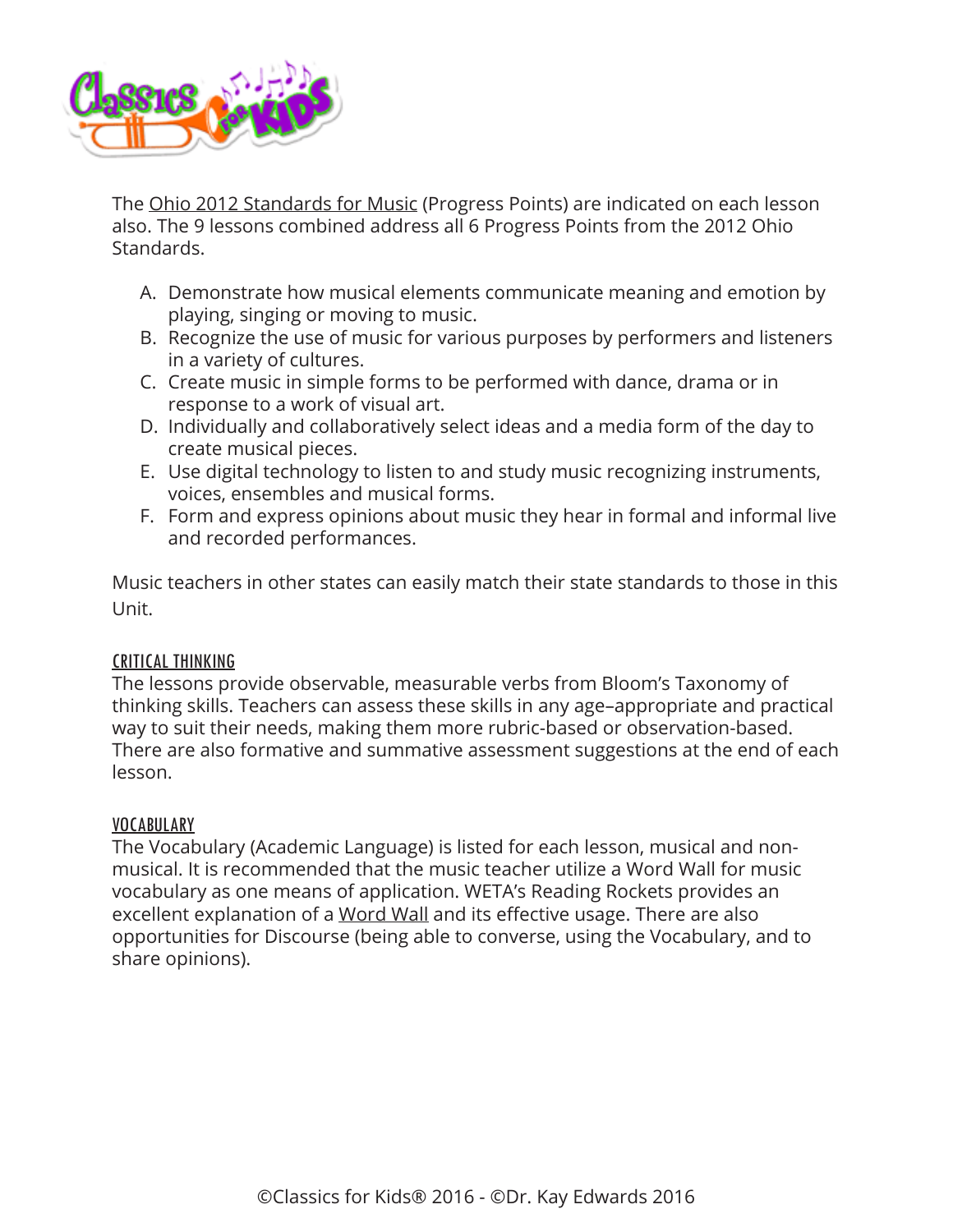The Ohio 2012 Standards for Music (Progress Points) are indicated on each lesson also. The 9 lessons combined address all 6 Progress Points from the 2012 Ohio Standards.

A. Demonstrate how musical elements communicate meaning and emotion by playing, singing or moving to music.
B. Recognize the use of music for various purposes by performers and listeners in a variety of cultures.
C. Create music in simple forms to be performed with dance, drama or in response to a work of visual art.
D. Individually and collaboratively select ideas and a media form of the day to create musical pieces.
E. Use digital technology to listen to and study music recognizing instruments, voices, ensembles and musical forms.
F. Form and express opinions about music they hear in formal and informal live and recorded performances.

Music teachers in other states can easily match their state standards to those in this Unit.

## CRITICAL THINKING

The lessons provide observable, measurable verbs from Bloom's Taxonomy of thinking skills. Teachers can assess these skills in any age–appropriate and practical way to suit their needs, making them more rubric-based or observation-based. There are also formative and summative assessment suggestions at the end of each lesson.

## VOCABULARY

The Vocabulary (Academic Language) is listed for each lesson, musical and non-musical. It is recommended that the music teacher utilize a Word Wall for music vocabulary as one means of application. WETA's Reading Rockets provides an excellent explanation of a Word Wall and its effective usage. There are also opportunities for Discourse (being able to converse, using the Vocabulary, and to share opinions).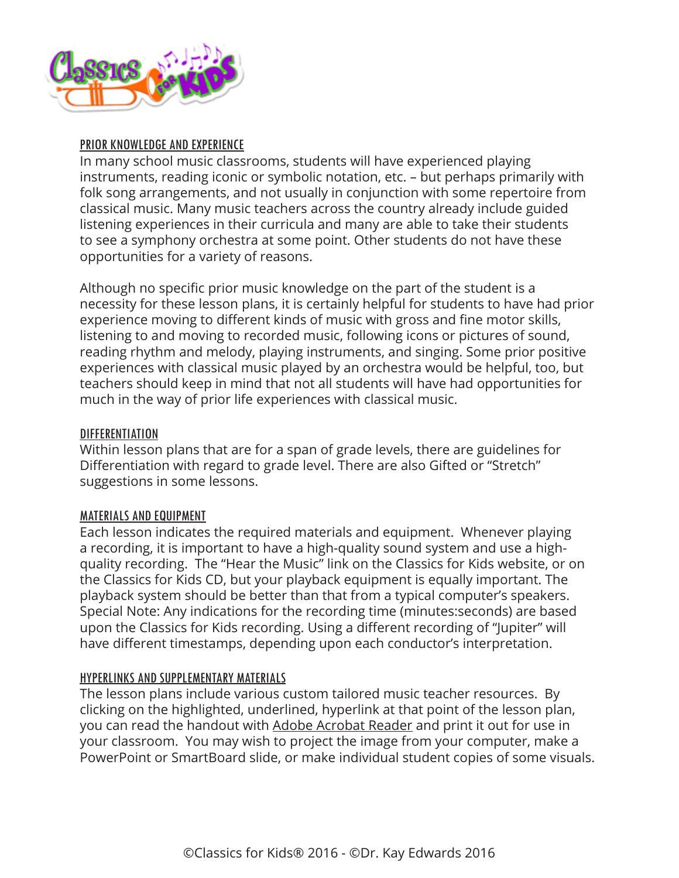## PRIOR KNOWLEDGE AND EXPERIENCE

In many school music classrooms, students will have experienced playing instruments, reading iconic or symbolic notation, etc. – but perhaps primarily with folk song arrangements, and not usually in conjunction with some repertoire from classical music. Many music teachers across the country already include guided listening experiences in their curricula and many are able to take their students to see a symphony orchestra at some point. Other students do not have these opportunities for a variety of reasons.

Although no specific prior music knowledge on the part of the student is a necessity for these lesson plans, it is certainly helpful for students to have had prior experience moving to different kinds of music with gross and fine motor skills, listening to and moving to recorded music, following icons or pictures of sound, reading rhythm and melody, playing instruments, and singing. Some prior positive experiences with classical music played by an orchestra would be helpful, too, but teachers should keep in mind that not all students will have had opportunities for much in the way of prior life experiences with classical music.

## DIFFERENTIATION

Within lesson plans that are for a span of grade levels, there are guidelines for Differentiation with regard to grade level. There are also Gifted or "Stretch" suggestions in some lessons.

## MATERIALS AND EQUIPMENT

Each lesson indicates the required materials and equipment. Whenever playing a recording, it is important to have a high-quality sound system and use a high-quality recording. The "Hear the Music" link on the Classics for Kids website, or on the Classics for Kids CD, but your playback equipment is equally important. The playback system should be better than that from a typical computer's speakers. Special Note: Any indications for the recording time (minutes:seconds) are based upon the Classics for Kids recording. Using a different recording of "Jupiter" will have different timestamps, depending upon each conductor's interpretation.

## HYPERLINKS AND SUPPLEMENTARY MATERIALS

The lesson plans include various custom tailored music teacher resources. By clicking on the highlighted, underlined, hyperlink at that point of the lesson plan, you can read the handout with Adobe Acrobat Reader and print it out for use in your classroom. You may wish to project the image from your computer, make a PowerPoint or SmartBoard slide, or make individual student copies of some visuals.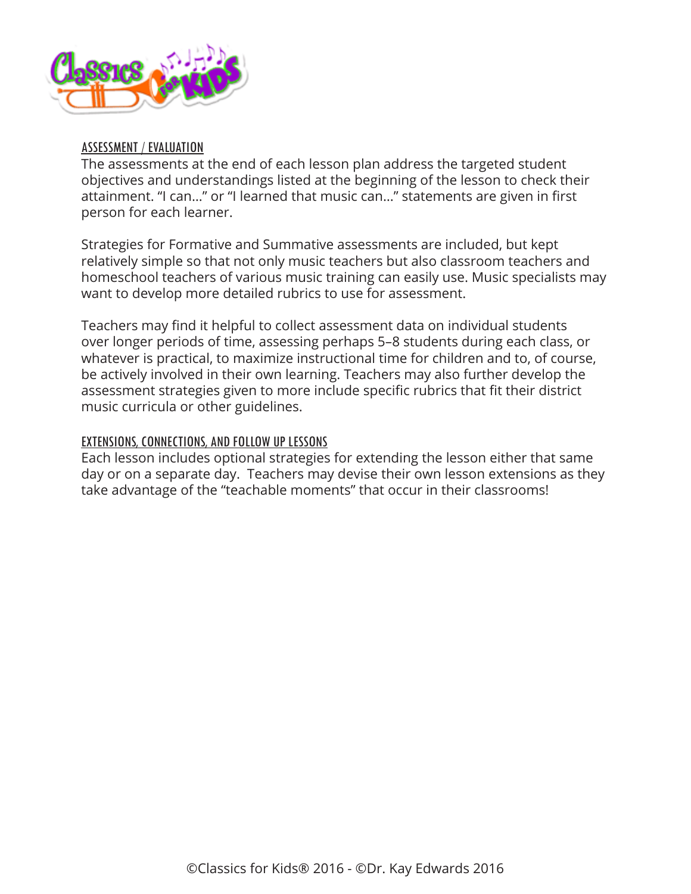## ASSESSMENT / EVALUATION

The assessments at the end of each lesson plan address the targeted student objectives and understandings listed at the beginning of the lesson to check their attainment. “I can…” or “I learned that music can…” statements are given in first person for each learner.

Strategies for Formative and Summative assessments are included, but kept relatively simple so that not only music teachers but also classroom teachers and homeschool teachers of various music training can easily use. Music specialists may want to develop more detailed rubrics to use for assessment.

Teachers may find it helpful to collect assessment data on individual students over longer periods of time, assessing perhaps 5–8 students during each class, or whatever is practical, to maximize instructional time for children and to, of course, be actively involved in their own learning. Teachers may also further develop the assessment strategies given to more include specific rubrics that fit their district music curricula or other guidelines.

## EXTENSIONS, CONNECTIONS, AND FOLLOW UP LESSONS

Each lesson includes optional strategies for extending the lesson either that same day or on a separate day. Teachers may devise their own lesson extensions as they take advantage of the “teachable moments” that occur in their classrooms!

©Classics for Kids® 2016 - ©Dr. Kay Edwards 2016